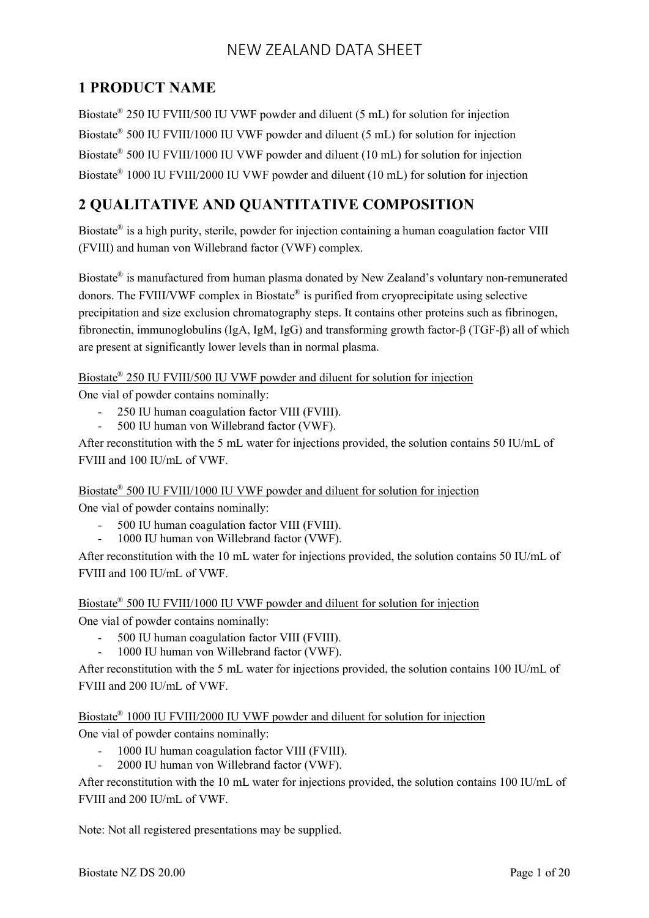# NEW ZEALAND DATA SHEET

## 1 PRODUCT NAME

Biostate® 250 IU FVIII/500 IU VWF powder and diluent (5 mL) for solution for injection

Biostate® 500 IU FVIII/1000 IU VWF powder and diluent (5 mL) for solution for injection

Biostate® 500 IU FVIII/1000 IU VWF powder and diluent (10 mL) for solution for injection

Biostate® 1000 IU FVIII/2000 IU VWF powder and diluent (10 mL) for solution for injection

## 2 QUALITATIVE AND QUANTITATIVE COMPOSITION

Biostate® is a high purity, sterile, powder for injection containing a human coagulation factor VIII (FVIII) and human von Willebrand factor (VWF) complex.

Biostate® is manufactured from human plasma donated by New Zealand's voluntary non-remunerated donors. The FVIII/VWF complex in Biostate® is purified from cryoprecipitate using selective precipitation and size exclusion chromatography steps. It contains other proteins such as fibrinogen, fibronectin, immunoglobulins (IgA, IgM, IgG) and transforming growth factor-β (TGF-β) all of which are present at significantly lower levels than in normal plasma.

<u>Biostate® 250 IU FVIII/500 IU VWF powder and diluent for solution for injection</u>

One vial of powder contains nominally:

- 250 IU human coagulation factor VIII (FVIII).
- 500 IU human von Willebrand factor (VWF).

After reconstitution with the 5 mL water for injections provided, the solution contains 50 IU/mL of FVIII and 100 IU/mL of VWF.

<u>Biostate® 500 IU FVIII/1000 IU VWF powder and diluent for solution for injection</u>

One vial of powder contains nominally:

- 500 IU human coagulation factor VIII (FVIII).
- 1000 IU human von Willebrand factor (VWF).

After reconstitution with the 10 mL water for injections provided, the solution contains 50 IU/mL of FVIII and 100 IU/mL of VWF.

<u>Biostate® 500 IU FVIII/1000 IU VWF powder and diluent for solution for injection</u>

One vial of powder contains nominally:

- 500 IU human coagulation factor VIII (FVIII).
- 1000 IU human von Willebrand factor (VWF).

After reconstitution with the 5 mL water for injections provided, the solution contains 100 IU/mL of FVIII and 200 IU/mL of VWF.

<u>Biostate® 1000 IU FVIII/2000 IU VWF powder and diluent for solution for injection</u>

One vial of powder contains nominally:

- 1000 IU human coagulation factor VIII (FVIII).
- 2000 IU human von Willebrand factor (VWF).

After reconstitution with the 10 mL water for injections provided, the solution contains 100 IU/mL of FVIII and 200 IU/mL of VWF.

Note: Not all registered presentations may be supplied.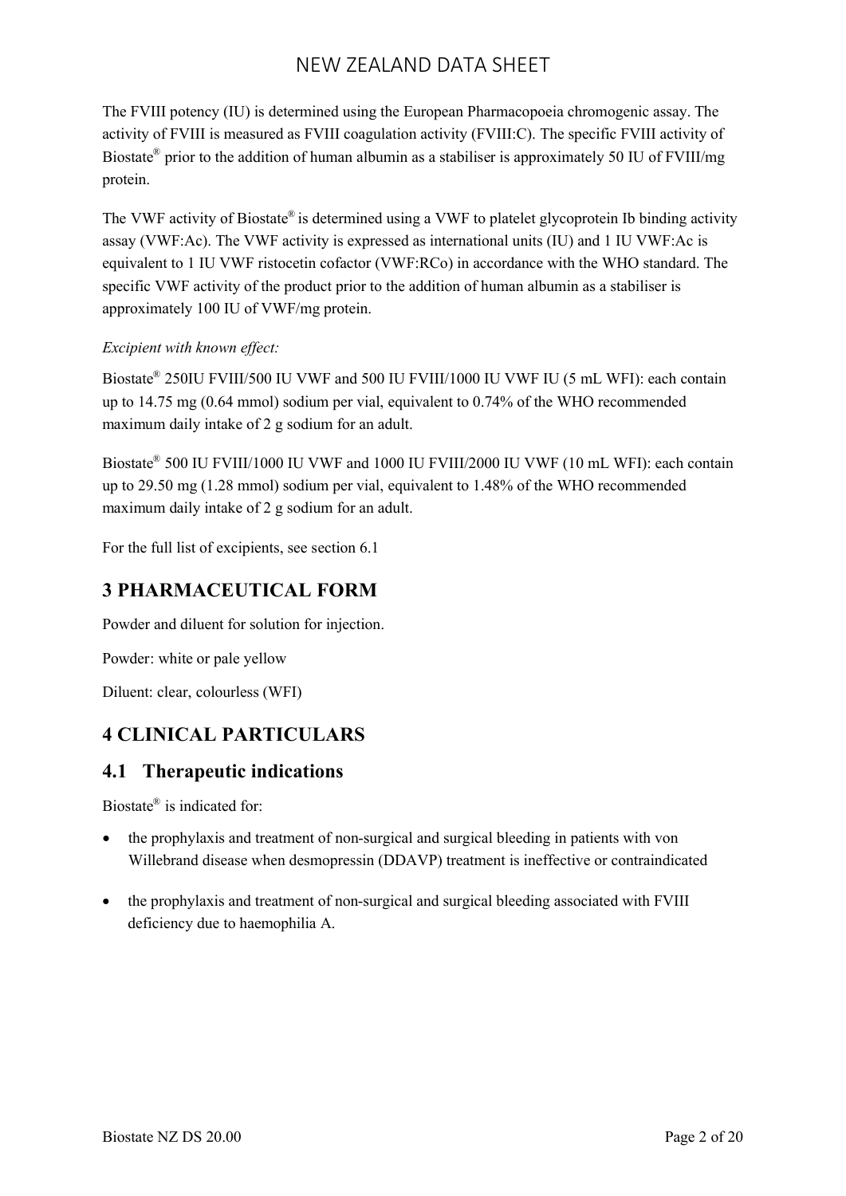The FVIII potency (IU) is determined using the European Pharmacopoeia chromogenic assay. The activity of FVIII is measured as FVIII coagulation activity (FVIII:C). The specific FVIII activity of Biostate® prior to the addition of human albumin as a stabiliser is approximately 50 IU of FVIII/mg protein.

The VWF activity of Biostate® is determined using a VWF to platelet glycoprotein Ib binding activity assay (VWF:Ac). The VWF activity is expressed as international units (IU) and 1 IU VWF:Ac is equivalent to 1 IU VWF ristocetin cofactor (VWF:RCo) in accordance with the WHO standard. The specific VWF activity of the product prior to the addition of human albumin as a stabiliser is approximately 100 IU of VWF/mg protein.

*Excipient with known effect:*

Biostate® 250IU FVIII/500 IU VWF and 500 IU FVIII/1000 IU VWF IU (5 mL WFI): each contain up to 14.75 mg (0.64 mmol) sodium per vial, equivalent to 0.74% of the WHO recommended maximum daily intake of 2 g sodium for an adult.

Biostate® 500 IU FVIII/1000 IU VWF and 1000 IU FVIII/2000 IU VWF (10 mL WFI): each contain up to 29.50 mg (1.28 mmol) sodium per vial, equivalent to 1.48% of the WHO recommended maximum daily intake of 2 g sodium for an adult.

For the full list of excipients, see section 6.1

# 3 PHARMACEUTICAL FORM

Powder and diluent for solution for injection.

Powder: white or pale yellow

Diluent: clear, colourless (WFI)

# 4 CLINICAL PARTICULARS

## 4.1 Therapeutic indications

Biostate® is indicated for:

- the prophylaxis and treatment of non-surgical and surgical bleeding in patients with von Willebrand disease when desmopressin (DDAVP) treatment is ineffective or contraindicated
- the prophylaxis and treatment of non-surgical and surgical bleeding associated with FVIII deficiency due to haemophilia A.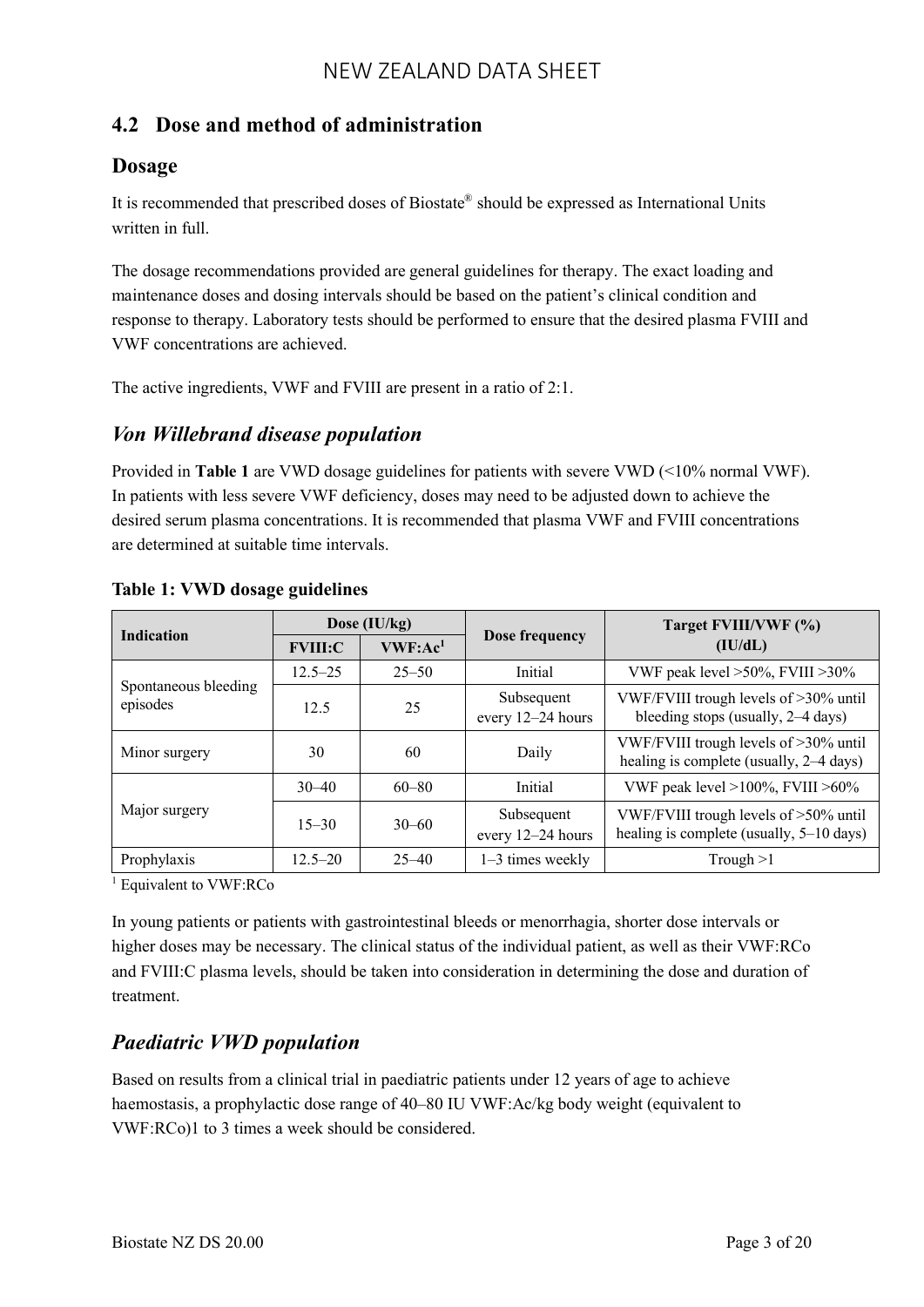## 4.2 Dose and method of administration

### Dosage

It is recommended that prescribed doses of Biostate® should be expressed as International Units written in full.

The dosage recommendations provided are general guidelines for therapy. The exact loading and maintenance doses and dosing intervals should be based on the patient's clinical condition and response to therapy. Laboratory tests should be performed to ensure that the desired plasma FVIII and VWF concentrations are achieved.

The active ingredients, VWF and FVIII are present in a ratio of 2:1.

### *Von Willebrand disease population*

Provided in **Table 1** are VWD dosage guidelines for patients with severe VWD (<10% normal VWF). In patients with less severe VWF deficiency, doses may need to be adjusted down to achieve the desired serum plasma concentrations. It is recommended that plasma VWF and FVIII concentrations are determined at suitable time intervals.

**Table 1: VWD dosage guidelines**

| Indication | Dose (IU/kg) | | Dose frequency | Target FVIII/VWF (%) (IU/dL) |
|---|---|---|---|---|
| | FVIII:C | VWF:Ac[1] | | |
| Spontaneous bleeding episodes | 12.5–25 | 25–50 | Initial | VWF peak level >50%, FVIII >30% |
| | 12.5 | 25 | Subsequent every 12–24 hours | VWF/FVIII trough levels of >30% until bleeding stops (usually, 2–4 days) |
| Minor surgery | 30 | 60 | Daily | VWF/FVIII trough levels of >30% until healing is complete (usually, 2–4 days) |
| Major surgery | 30–40 | 60–80 | Initial | VWF peak level >100%, FVIII >60% |
| | 15–30 | 30–60 | Subsequent every 12–24 hours | VWF/FVIII trough levels of >50% until healing is complete (usually, 5–10 days) |
| Prophylaxis | 12.5–20 | 25–40 | 1–3 times weekly | Trough >1 |

[1] Equivalent to VWF:RCo

In young patients or patients with gastrointestinal bleeds or menorrhagia, shorter dose intervals or higher doses may be necessary. The clinical status of the individual patient, as well as their VWF:RCo and FVIII:C plasma levels, should be taken into consideration in determining the dose and duration of treatment.

### *Paediatric VWD population*

Based on results from a clinical trial in paediatric patients under 12 years of age to achieve haemostasis, a prophylactic dose range of 40–80 IU VWF:Ac/kg body weight (equivalent to VWF:RCo)1 to 3 times a week should be considered.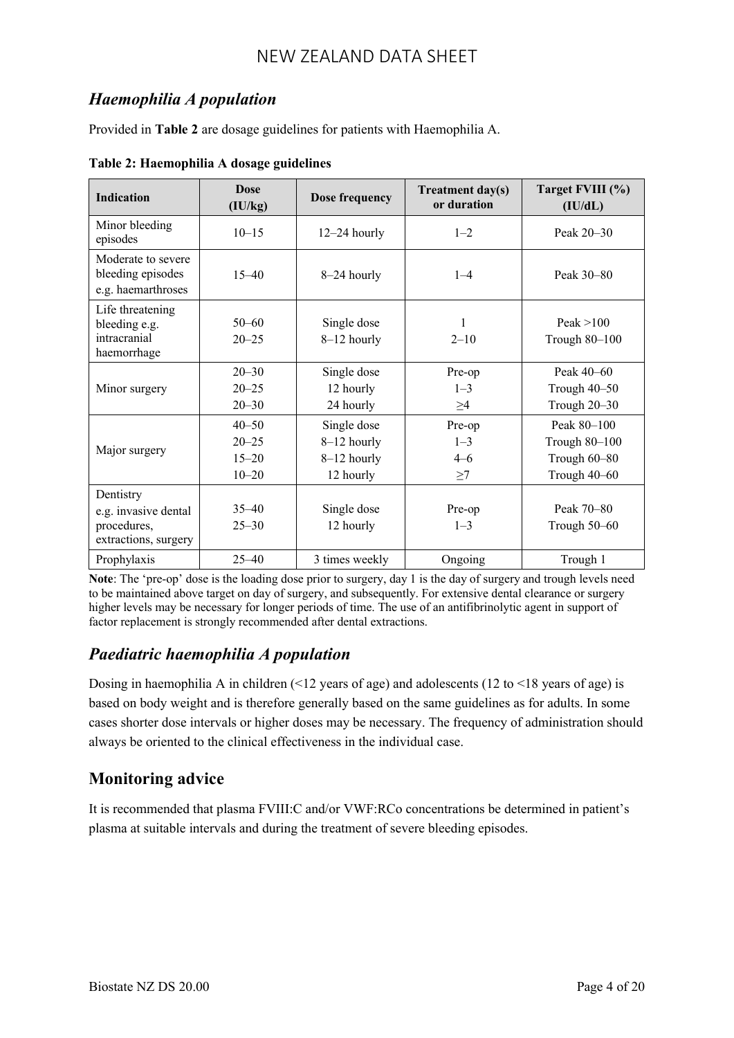## *Haemophilia A population*

Provided in **Table 2** are dosage guidelines for patients with Haemophilia A.

**Table 2: Haemophilia A dosage guidelines**

| Indication | Dose (IU/kg) | Dose frequency | Treatment day(s) or duration | Target FVIII (%) (IU/dL) |
|---|---|---|---|---|
| Minor bleeding episodes | 10–15 | 12–24 hourly | 1–2 | Peak 20–30 |
| Moderate to severe bleeding episodes e.g. haemarthroses | 15–40 | 8–24 hourly | 1–4 | Peak 30–80 |
| Life threatening bleeding e.g. intracranial haemorrhage | 50–60<br>20–25 | Single dose<br>8–12 hourly | 1<br>2–10 | Peak >100<br>Trough 80–100 |
| Minor surgery | 20–30<br>20–25<br>20–30 | Single dose<br>12 hourly<br>24 hourly | Pre-op<br>1–3<br>≥4 | Peak 40–60<br>Trough 40–50<br>Trough 20–30 |
| Major surgery | 40–50<br>20–25<br>15–20<br>10–20 | Single dose<br>8–12 hourly<br>8–12 hourly<br>12 hourly | Pre-op<br>1–3<br>4–6<br>≥7 | Peak 80–100<br>Trough 80–100<br>Trough 60–80<br>Trough 40–60 |
| Dentistry e.g. invasive dental procedures, extractions, surgery | 35–40<br>25–30 | Single dose<br>12 hourly | Pre-op<br>1–3 | Peak 70–80<br>Trough 50–60 |
| Prophylaxis | 25–40 | 3 times weekly | Ongoing | Trough 1 |

**Note**: The 'pre-op' dose is the loading dose prior to surgery, day 1 is the day of surgery and trough levels need to be maintained above target on day of surgery, and subsequently. For extensive dental clearance or surgery higher levels may be necessary for longer periods of time. The use of an antifibrinolytic agent in support of factor replacement is strongly recommended after dental extractions.

## *Paediatric haemophilia A population*

Dosing in haemophilia A in children (<12 years of age) and adolescents (12 to <18 years of age) is based on body weight and is therefore generally based on the same guidelines as for adults. In some cases shorter dose intervals or higher doses may be necessary. The frequency of administration should always be oriented to the clinical effectiveness in the individual case.

## Monitoring advice

It is recommended that plasma FVIII:C and/or VWF:RCo concentrations be determined in patient's plasma at suitable intervals and during the treatment of severe bleeding episodes.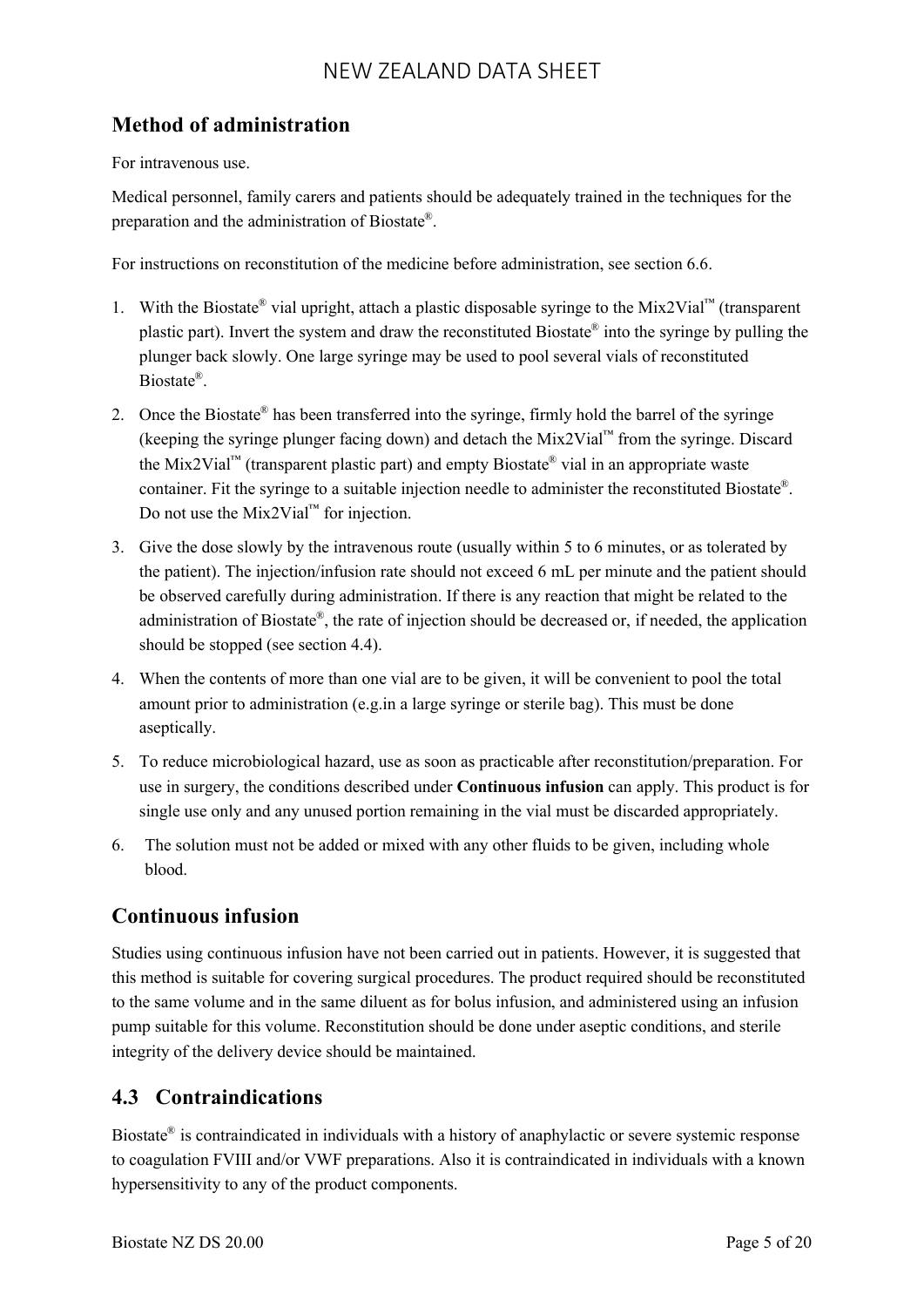## Method of administration

For intravenous use.

Medical personnel, family carers and patients should be adequately trained in the techniques for the preparation and the administration of Biostate®.

For instructions on reconstitution of the medicine before administration, see section 6.6.

1. With the Biostate® vial upright, attach a plastic disposable syringe to the Mix2Vial™ (transparent plastic part). Invert the system and draw the reconstituted Biostate® into the syringe by pulling the plunger back slowly. One large syringe may be used to pool several vials of reconstituted Biostate®.
2. Once the Biostate® has been transferred into the syringe, firmly hold the barrel of the syringe (keeping the syringe plunger facing down) and detach the Mix2Vial™ from the syringe. Discard the Mix2Vial™ (transparent plastic part) and empty Biostate® vial in an appropriate waste container. Fit the syringe to a suitable injection needle to administer the reconstituted Biostate®. Do not use the Mix2Vial™ for injection.
3. Give the dose slowly by the intravenous route (usually within 5 to 6 minutes, or as tolerated by the patient). The injection/infusion rate should not exceed 6 mL per minute and the patient should be observed carefully during administration. If there is any reaction that might be related to the administration of Biostate®, the rate of injection should be decreased or, if needed, the application should be stopped (see section 4.4).
4. When the contents of more than one vial are to be given, it will be convenient to pool the total amount prior to administration (e.g.in a large syringe or sterile bag). This must be done aseptically.
5. To reduce microbiological hazard, use as soon as practicable after reconstitution/preparation. For use in surgery, the conditions described under **Continuous infusion** can apply. This product is for single use only and any unused portion remaining in the vial must be discarded appropriately.
6. The solution must not be added or mixed with any other fluids to be given, including whole blood.

## Continuous infusion

Studies using continuous infusion have not been carried out in patients. However, it is suggested that this method is suitable for covering surgical procedures. The product required should be reconstituted to the same volume and in the same diluent as for bolus infusion, and administered using an infusion pump suitable for this volume. Reconstitution should be done under aseptic conditions, and sterile integrity of the delivery device should be maintained.

## 4.3 Contraindications

Biostate® is contraindicated in individuals with a history of anaphylactic or severe systemic response to coagulation FVIII and/or VWF preparations. Also it is contraindicated in individuals with a known hypersensitivity to any of the product components.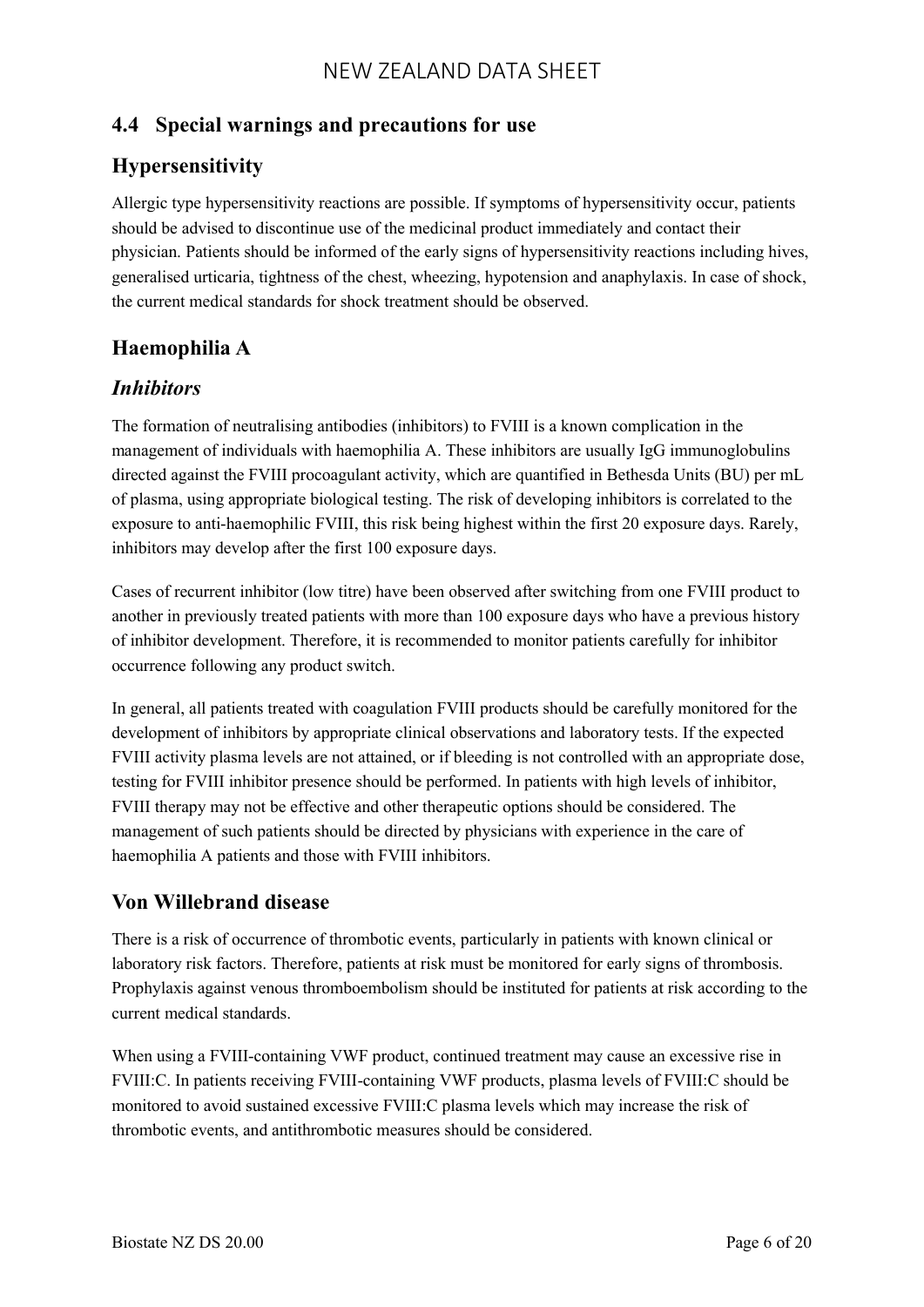## 4.4 Special warnings and precautions for use

## Hypersensitivity

Allergic type hypersensitivity reactions are possible. If symptoms of hypersensitivity occur, patients should be advised to discontinue use of the medicinal product immediately and contact their physician. Patients should be informed of the early signs of hypersensitivity reactions including hives, generalised urticaria, tightness of the chest, wheezing, hypotension and anaphylaxis. In case of shock, the current medical standards for shock treatment should be observed.

## Haemophilia A

### *Inhibitors*

The formation of neutralising antibodies (inhibitors) to FVIII is a known complication in the management of individuals with haemophilia A. These inhibitors are usually IgG immunoglobulins directed against the FVIII procoagulant activity, which are quantified in Bethesda Units (BU) per mL of plasma, using appropriate biological testing. The risk of developing inhibitors is correlated to the exposure to anti-haemophilic FVIII, this risk being highest within the first 20 exposure days. Rarely, inhibitors may develop after the first 100 exposure days.

Cases of recurrent inhibitor (low titre) have been observed after switching from one FVIII product to another in previously treated patients with more than 100 exposure days who have a previous history of inhibitor development. Therefore, it is recommended to monitor patients carefully for inhibitor occurrence following any product switch.

In general, all patients treated with coagulation FVIII products should be carefully monitored for the development of inhibitors by appropriate clinical observations and laboratory tests. If the expected FVIII activity plasma levels are not attained, or if bleeding is not controlled with an appropriate dose, testing for FVIII inhibitor presence should be performed. In patients with high levels of inhibitor, FVIII therapy may not be effective and other therapeutic options should be considered. The management of such patients should be directed by physicians with experience in the care of haemophilia A patients and those with FVIII inhibitors.

## Von Willebrand disease

There is a risk of occurrence of thrombotic events, particularly in patients with known clinical or laboratory risk factors. Therefore, patients at risk must be monitored for early signs of thrombosis. Prophylaxis against venous thromboembolism should be instituted for patients at risk according to the current medical standards.

When using a FVIII-containing VWF product, continued treatment may cause an excessive rise in FVIII:C. In patients receiving FVIII-containing VWF products, plasma levels of FVIII:C should be monitored to avoid sustained excessive FVIII:C plasma levels which may increase the risk of thrombotic events, and antithrombotic measures should be considered.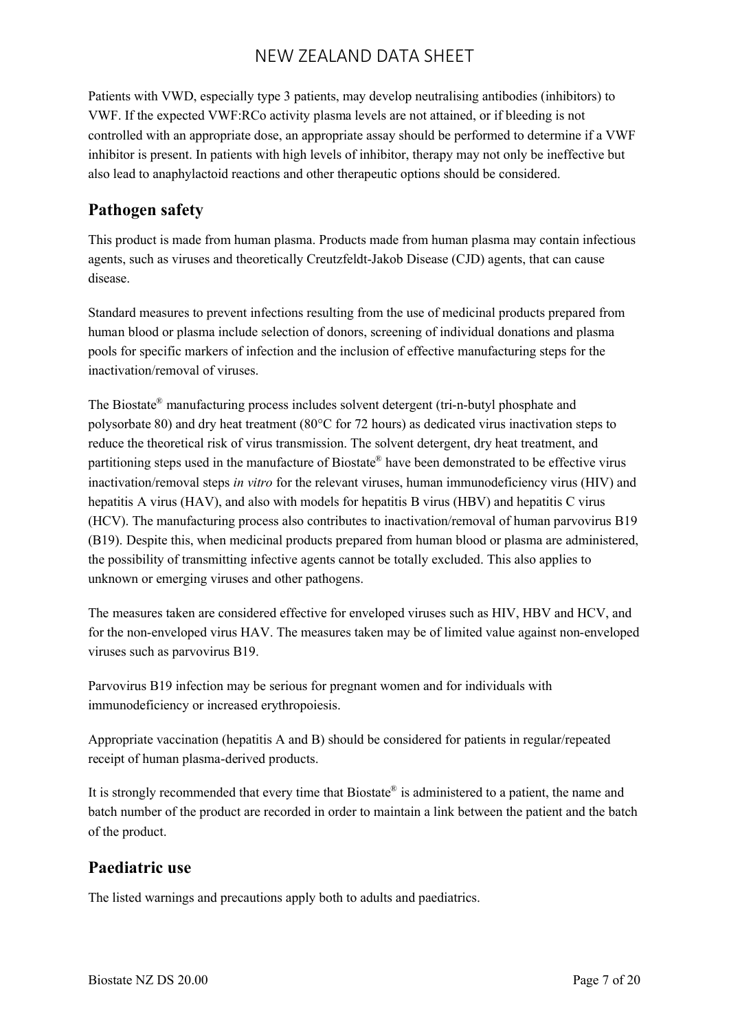Patients with VWD, especially type 3 patients, may develop neutralising antibodies (inhibitors) to VWF. If the expected VWF:RCo activity plasma levels are not attained, or if bleeding is not controlled with an appropriate dose, an appropriate assay should be performed to determine if a VWF inhibitor is present. In patients with high levels of inhibitor, therapy may not only be ineffective but also lead to anaphylactoid reactions and other therapeutic options should be considered.

## Pathogen safety

This product is made from human plasma. Products made from human plasma may contain infectious agents, such as viruses and theoretically Creutzfeldt-Jakob Disease (CJD) agents, that can cause disease.

Standard measures to prevent infections resulting from the use of medicinal products prepared from human blood or plasma include selection of donors, screening of individual donations and plasma pools for specific markers of infection and the inclusion of effective manufacturing steps for the inactivation/removal of viruses.

The Biostate® manufacturing process includes solvent detergent (tri-n-butyl phosphate and polysorbate 80) and dry heat treatment (80°C for 72 hours) as dedicated virus inactivation steps to reduce the theoretical risk of virus transmission. The solvent detergent, dry heat treatment, and partitioning steps used in the manufacture of Biostate® have been demonstrated to be effective virus inactivation/removal steps *in vitro* for the relevant viruses, human immunodeficiency virus (HIV) and hepatitis A virus (HAV), and also with models for hepatitis B virus (HBV) and hepatitis C virus (HCV). The manufacturing process also contributes to inactivation/removal of human parvovirus B19 (B19). Despite this, when medicinal products prepared from human blood or plasma are administered, the possibility of transmitting infective agents cannot be totally excluded. This also applies to unknown or emerging viruses and other pathogens.

The measures taken are considered effective for enveloped viruses such as HIV, HBV and HCV, and for the non-enveloped virus HAV. The measures taken may be of limited value against non-enveloped viruses such as parvovirus B19.

Parvovirus B19 infection may be serious for pregnant women and for individuals with immunodeficiency or increased erythropoiesis.

Appropriate vaccination (hepatitis A and B) should be considered for patients in regular/repeated receipt of human plasma-derived products.

It is strongly recommended that every time that Biostate® is administered to a patient, the name and batch number of the product are recorded in order to maintain a link between the patient and the batch of the product.

## Paediatric use

The listed warnings and precautions apply both to adults and paediatrics.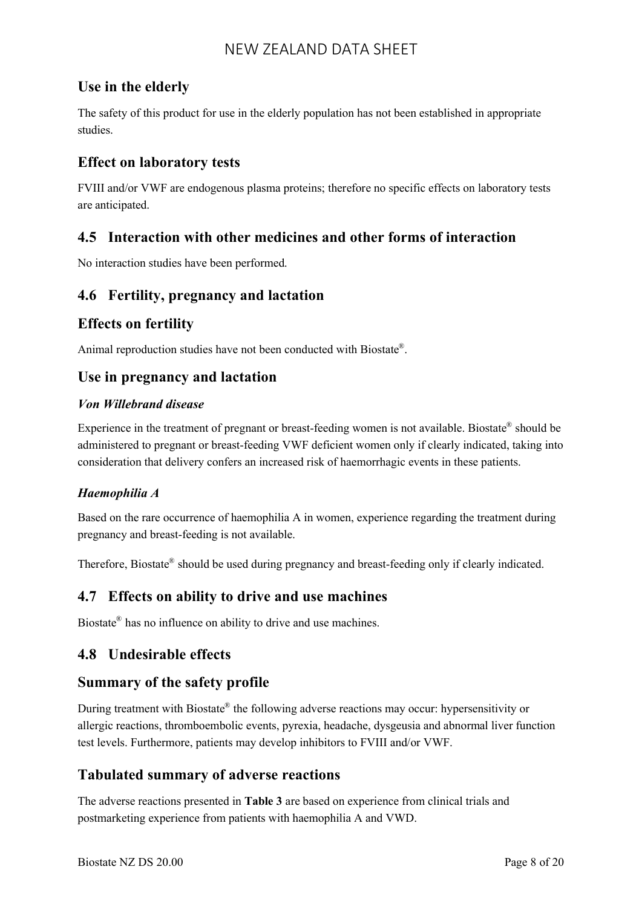## Use in the elderly

The safety of this product for use in the elderly population has not been established in appropriate studies.

## Effect on laboratory tests

FVIII and/or VWF are endogenous plasma proteins; therefore no specific effects on laboratory tests are anticipated.

## 4.5 Interaction with other medicines and other forms of interaction

No interaction studies have been performed.

## 4.6 Fertility, pregnancy and lactation

## Effects on fertility

Animal reproduction studies have not been conducted with Biostate®.

## Use in pregnancy and lactation

### *Von Willebrand disease*

Experience in the treatment of pregnant or breast-feeding women is not available. Biostate® should be administered to pregnant or breast-feeding VWF deficient women only if clearly indicated, taking into consideration that delivery confers an increased risk of haemorrhagic events in these patients.

### *Haemophilia A*

Based on the rare occurrence of haemophilia A in women, experience regarding the treatment during pregnancy and breast-feeding is not available.

Therefore, Biostate® should be used during pregnancy and breast-feeding only if clearly indicated.

## 4.7 Effects on ability to drive and use machines

Biostate® has no influence on ability to drive and use machines.

## 4.8 Undesirable effects

## Summary of the safety profile

During treatment with Biostate® the following adverse reactions may occur: hypersensitivity or allergic reactions, thromboembolic events, pyrexia, headache, dysgeusia and abnormal liver function test levels. Furthermore, patients may develop inhibitors to FVIII and/or VWF.

## Tabulated summary of adverse reactions

The adverse reactions presented in **Table 3** are based on experience from clinical trials and postmarketing experience from patients with haemophilia A and VWD.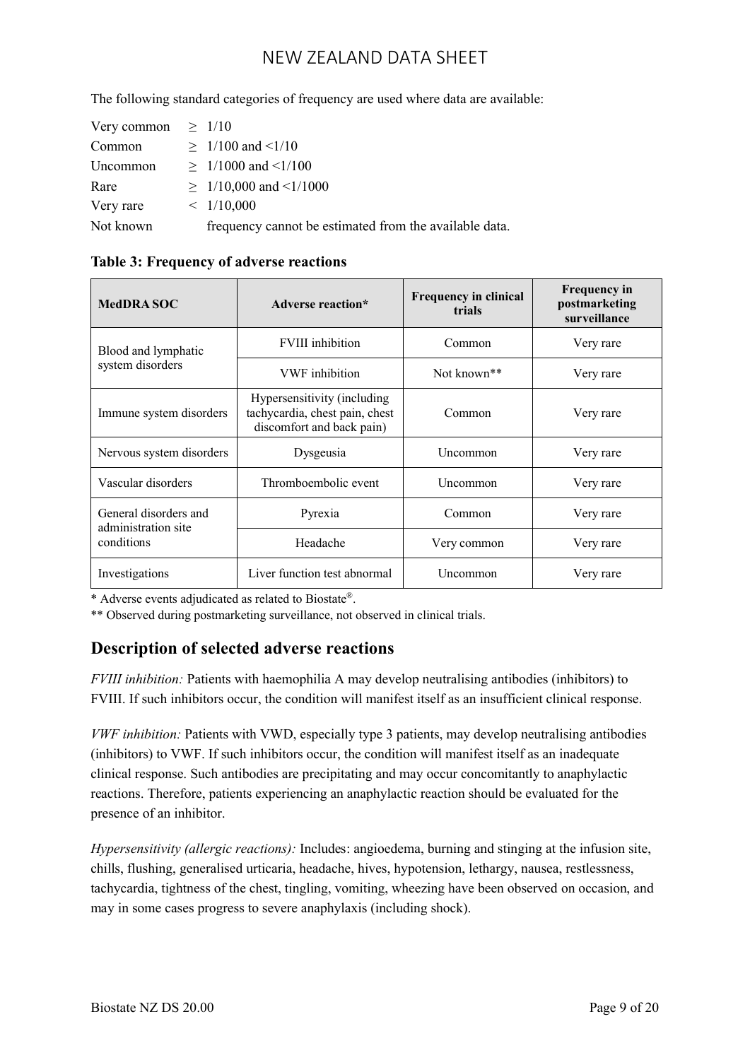The following standard categories of frequency are used where data are available:

| | |
|---|---|
| Very common | ≥ 1/10 |
| Common | ≥ 1/100 and <1/10 |
| Uncommon | ≥ 1/1000 and <1/100 |
| Rare | ≥ 1/10,000 and <1/1000 |
| Very rare | < 1/10,000 |
| Not known | frequency cannot be estimated from the available data. |

**Table 3: Frequency of adverse reactions**

| MedDRA SOC | Adverse reaction* | Frequency in clinical trials | Frequency in postmarketing surveillance |
|---|---|---|---|
| Blood and lymphatic system disorders | FVIII inhibition | Common | Very rare |
| | VWF inhibition | Not known** | Very rare |
| Immune system disorders | Hypersensitivity (including tachycardia, chest pain, chest discomfort and back pain) | Common | Very rare |
| Nervous system disorders | Dysgeusia | Uncommon | Very rare |
| Vascular disorders | Thromboembolic event | Uncommon | Very rare |
| General disorders and administration site conditions | Pyrexia | Common | Very rare |
| | Headache | Very common | Very rare |
| Investigations | Liver function test abnormal | Uncommon | Very rare |

* Adverse events adjudicated as related to Biostate®.

** Observed during postmarketing surveillance, not observed in clinical trials.

## Description of selected adverse reactions

*FVIII inhibition:* Patients with haemophilia A may develop neutralising antibodies (inhibitors) to FVIII. If such inhibitors occur, the condition will manifest itself as an insufficient clinical response.

*VWF inhibition:* Patients with VWD, especially type 3 patients, may develop neutralising antibodies (inhibitors) to VWF. If such inhibitors occur, the condition will manifest itself as an inadequate clinical response. Such antibodies are precipitating and may occur concomitantly to anaphylactic reactions. Therefore, patients experiencing an anaphylactic reaction should be evaluated for the presence of an inhibitor.

*Hypersensitivity (allergic reactions):* Includes: angioedema, burning and stinging at the infusion site, chills, flushing, generalised urticaria, headache, hives, hypotension, lethargy, nausea, restlessness, tachycardia, tightness of the chest, tingling, vomiting, wheezing have been observed on occasion, and may in some cases progress to severe anaphylaxis (including shock).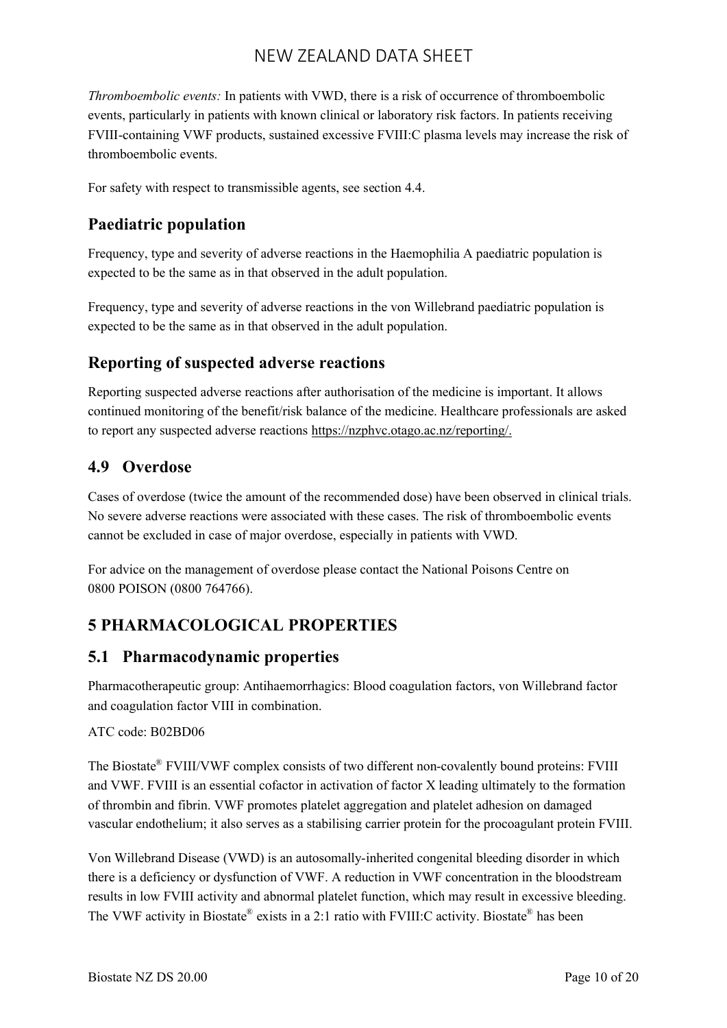*Thromboembolic events:* In patients with VWD, there is a risk of occurrence of thromboembolic events, particularly in patients with known clinical or laboratory risk factors. In patients receiving FVIII-containing VWF products, sustained excessive FVIII:C plasma levels may increase the risk of thromboembolic events.

For safety with respect to transmissible agents, see section 4.4.

## Paediatric population

Frequency, type and severity of adverse reactions in the Haemophilia A paediatric population is expected to be the same as in that observed in the adult population.

Frequency, type and severity of adverse reactions in the von Willebrand paediatric population is expected to be the same as in that observed in the adult population.

## Reporting of suspected adverse reactions

Reporting suspected adverse reactions after authorisation of the medicine is important. It allows continued monitoring of the benefit/risk balance of the medicine. Healthcare professionals are asked to report any suspected adverse reactions https://nzphvc.otago.ac.nz/reporting/.

## 4.9 Overdose

Cases of overdose (twice the amount of the recommended dose) have been observed in clinical trials. No severe adverse reactions were associated with these cases. The risk of thromboembolic events cannot be excluded in case of major overdose, especially in patients with VWD.

For advice on the management of overdose please contact the National Poisons Centre on 0800 POISON (0800 764766).

# 5 PHARMACOLOGICAL PROPERTIES

## 5.1 Pharmacodynamic properties

Pharmacotherapeutic group: Antihaemorrhagics: Blood coagulation factors, von Willebrand factor and coagulation factor VIII in combination.

ATC code: B02BD06

The Biostate® FVIII/VWF complex consists of two different non-covalently bound proteins: FVIII and VWF. FVIII is an essential cofactor in activation of factor X leading ultimately to the formation of thrombin and fibrin. VWF promotes platelet aggregation and platelet adhesion on damaged vascular endothelium; it also serves as a stabilising carrier protein for the procoagulant protein FVIII.

Von Willebrand Disease (VWD) is an autosomally-inherited congenital bleeding disorder in which there is a deficiency or dysfunction of VWF. A reduction in VWF concentration in the bloodstream results in low FVIII activity and abnormal platelet function, which may result in excessive bleeding. The VWF activity in Biostate® exists in a 2:1 ratio with FVIII:C activity. Biostate® has been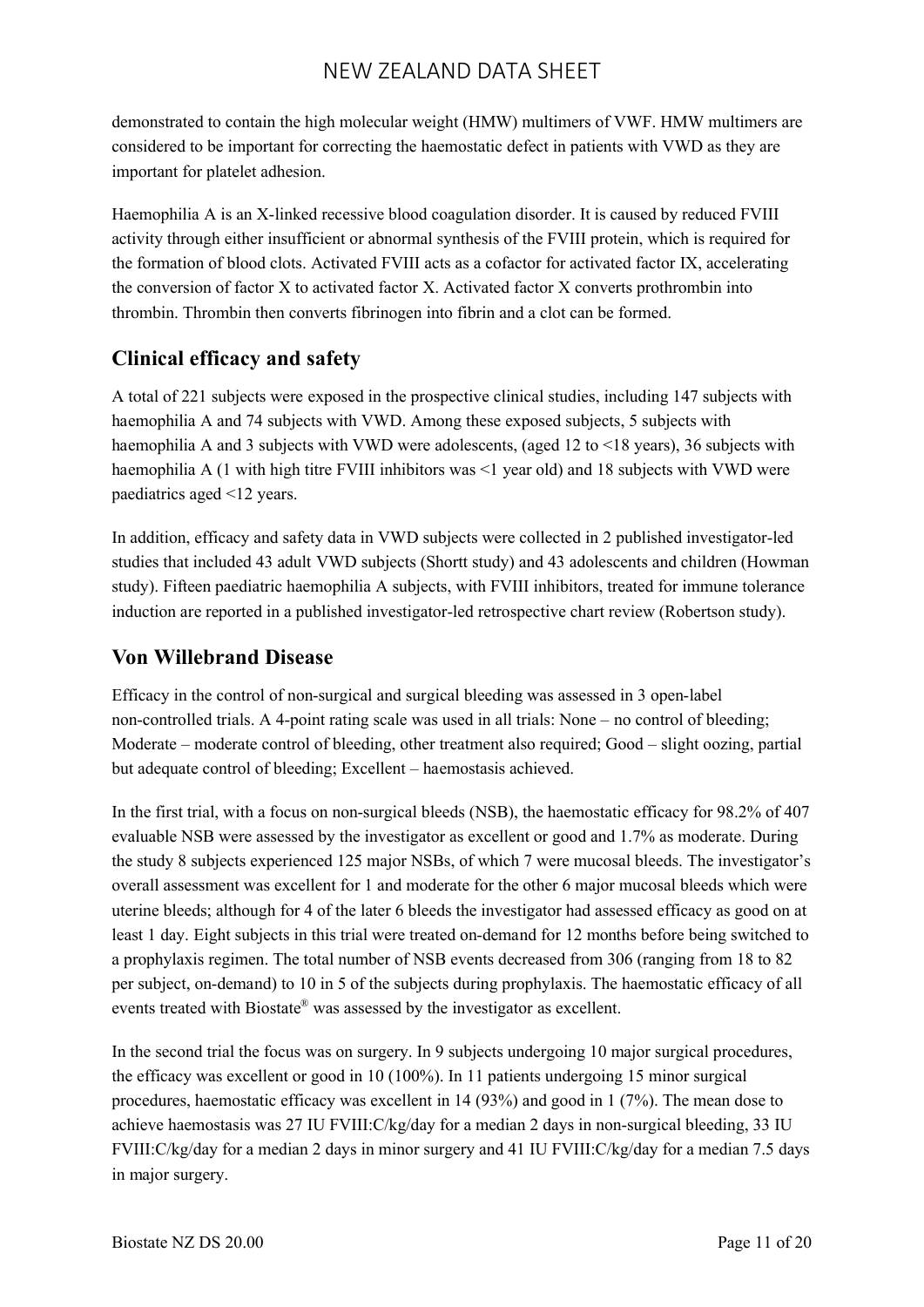demonstrated to contain the high molecular weight (HMW) multimers of VWF. HMW multimers are considered to be important for correcting the haemostatic defect in patients with VWD as they are important for platelet adhesion.

Haemophilia A is an X-linked recessive blood coagulation disorder. It is caused by reduced FVIII activity through either insufficient or abnormal synthesis of the FVIII protein, which is required for the formation of blood clots. Activated FVIII acts as a cofactor for activated factor IX, accelerating the conversion of factor X to activated factor X. Activated factor X converts prothrombin into thrombin. Thrombin then converts fibrinogen into fibrin and a clot can be formed.

## Clinical efficacy and safety

A total of 221 subjects were exposed in the prospective clinical studies, including 147 subjects with haemophilia A and 74 subjects with VWD. Among these exposed subjects, 5 subjects with haemophilia A and 3 subjects with VWD were adolescents, (aged 12 to <18 years), 36 subjects with haemophilia A (1 with high titre FVIII inhibitors was <1 year old) and 18 subjects with VWD were paediatrics aged <12 years.

In addition, efficacy and safety data in VWD subjects were collected in 2 published investigator-led studies that included 43 adult VWD subjects (Shortt study) and 43 adolescents and children (Howman study). Fifteen paediatric haemophilia A subjects, with FVIII inhibitors, treated for immune tolerance induction are reported in a published investigator-led retrospective chart review (Robertson study).

## Von Willebrand Disease

Efficacy in the control of non-surgical and surgical bleeding was assessed in 3 open-label non-controlled trials. A 4-point rating scale was used in all trials: None – no control of bleeding; Moderate – moderate control of bleeding, other treatment also required; Good – slight oozing, partial but adequate control of bleeding; Excellent – haemostasis achieved.

In the first trial, with a focus on non-surgical bleeds (NSB), the haemostatic efficacy for 98.2% of 407 evaluable NSB were assessed by the investigator as excellent or good and 1.7% as moderate. During the study 8 subjects experienced 125 major NSBs, of which 7 were mucosal bleeds. The investigator's overall assessment was excellent for 1 and moderate for the other 6 major mucosal bleeds which were uterine bleeds; although for 4 of the later 6 bleeds the investigator had assessed efficacy as good on at least 1 day. Eight subjects in this trial were treated on-demand for 12 months before being switched to a prophylaxis regimen. The total number of NSB events decreased from 306 (ranging from 18 to 82 per subject, on-demand) to 10 in 5 of the subjects during prophylaxis. The haemostatic efficacy of all events treated with Biostate® was assessed by the investigator as excellent.

In the second trial the focus was on surgery. In 9 subjects undergoing 10 major surgical procedures, the efficacy was excellent or good in 10 (100%). In 11 patients undergoing 15 minor surgical procedures, haemostatic efficacy was excellent in 14 (93%) and good in 1 (7%). The mean dose to achieve haemostasis was 27 IU FVIII:C/kg/day for a median 2 days in non-surgical bleeding, 33 IU FVIII:C/kg/day for a median 2 days in minor surgery and 41 IU FVIII:C/kg/day for a median 7.5 days in major surgery.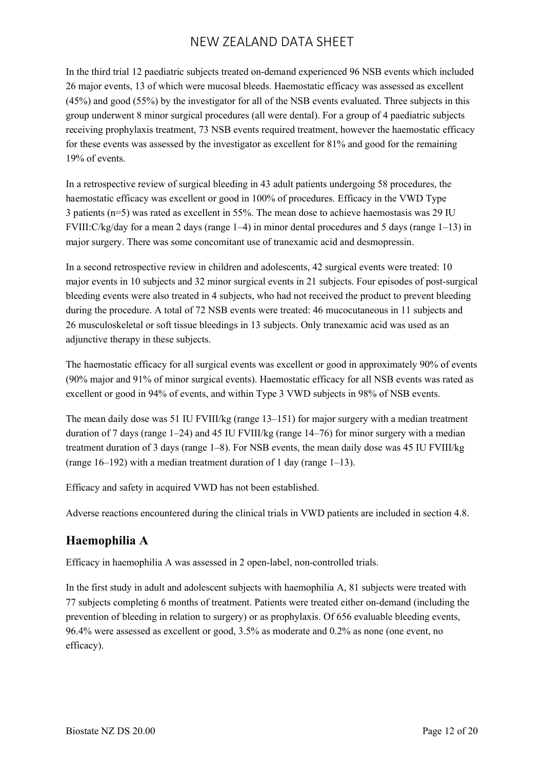In the third trial 12 paediatric subjects treated on-demand experienced 96 NSB events which included 26 major events, 13 of which were mucosal bleeds. Haemostatic efficacy was assessed as excellent (45%) and good (55%) by the investigator for all of the NSB events evaluated. Three subjects in this group underwent 8 minor surgical procedures (all were dental). For a group of 4 paediatric subjects receiving prophylaxis treatment, 73 NSB events required treatment, however the haemostatic efficacy for these events was assessed by the investigator as excellent for 81% and good for the remaining 19% of events.

In a retrospective review of surgical bleeding in 43 adult patients undergoing 58 procedures, the haemostatic efficacy was excellent or good in 100% of procedures. Efficacy in the VWD Type 3 patients (n=5) was rated as excellent in 55%. The mean dose to achieve haemostasis was 29 IU FVIII:C/kg/day for a mean 2 days (range 1–4) in minor dental procedures and 5 days (range 1–13) in major surgery. There was some concomitant use of tranexamic acid and desmopressin.

In a second retrospective review in children and adolescents, 42 surgical events were treated: 10 major events in 10 subjects and 32 minor surgical events in 21 subjects. Four episodes of post-surgical bleeding events were also treated in 4 subjects, who had not received the product to prevent bleeding during the procedure. A total of 72 NSB events were treated: 46 mucocutaneous in 11 subjects and 26 musculoskeletal or soft tissue bleedings in 13 subjects. Only tranexamic acid was used as an adjunctive therapy in these subjects.

The haemostatic efficacy for all surgical events was excellent or good in approximately 90% of events (90% major and 91% of minor surgical events). Haemostatic efficacy for all NSB events was rated as excellent or good in 94% of events, and within Type 3 VWD subjects in 98% of NSB events.

The mean daily dose was 51 IU FVIII/kg (range 13–151) for major surgery with a median treatment duration of 7 days (range 1–24) and 45 IU FVIII/kg (range 14–76) for minor surgery with a median treatment duration of 3 days (range 1–8). For NSB events, the mean daily dose was 45 IU FVIII/kg (range 16–192) with a median treatment duration of 1 day (range 1–13).

Efficacy and safety in acquired VWD has not been established.

Adverse reactions encountered during the clinical trials in VWD patients are included in section 4.8.

## Haemophilia A

Efficacy in haemophilia A was assessed in 2 open-label, non-controlled trials.

In the first study in adult and adolescent subjects with haemophilia A, 81 subjects were treated with 77 subjects completing 6 months of treatment. Patients were treated either on-demand (including the prevention of bleeding in relation to surgery) or as prophylaxis. Of 656 evaluable bleeding events, 96.4% were assessed as excellent or good, 3.5% as moderate and 0.2% as none (one event, no efficacy).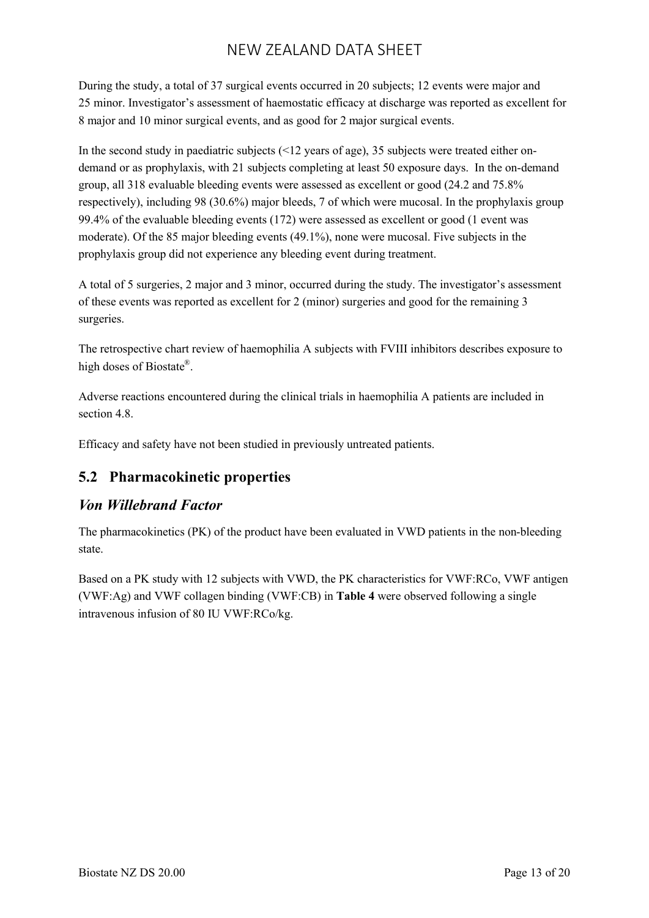During the study, a total of 37 surgical events occurred in 20 subjects; 12 events were major and 25 minor. Investigator's assessment of haemostatic efficacy at discharge was reported as excellent for 8 major and 10 minor surgical events, and as good for 2 major surgical events.

In the second study in paediatric subjects (<12 years of age), 35 subjects were treated either on-demand or as prophylaxis, with 21 subjects completing at least 50 exposure days. In the on-demand group, all 318 evaluable bleeding events were assessed as excellent or good (24.2 and 75.8% respectively), including 98 (30.6%) major bleeds, 7 of which were mucosal. In the prophylaxis group 99.4% of the evaluable bleeding events (172) were assessed as excellent or good (1 event was moderate). Of the 85 major bleeding events (49.1%), none were mucosal. Five subjects in the prophylaxis group did not experience any bleeding event during treatment.

A total of 5 surgeries, 2 major and 3 minor, occurred during the study. The investigator's assessment of these events was reported as excellent for 2 (minor) surgeries and good for the remaining 3 surgeries.

The retrospective chart review of haemophilia A subjects with FVIII inhibitors describes exposure to high doses of Biostate®.

Adverse reactions encountered during the clinical trials in haemophilia A patients are included in section 4.8.

Efficacy and safety have not been studied in previously untreated patients.

## 5.2 Pharmacokinetic properties

### *Von Willebrand Factor*

The pharmacokinetics (PK) of the product have been evaluated in VWD patients in the non-bleeding state.

Based on a PK study with 12 subjects with VWD, the PK characteristics for VWF:RCo, VWF antigen (VWF:Ag) and VWF collagen binding (VWF:CB) in **Table 4** were observed following a single intravenous infusion of 80 IU VWF:RCo/kg.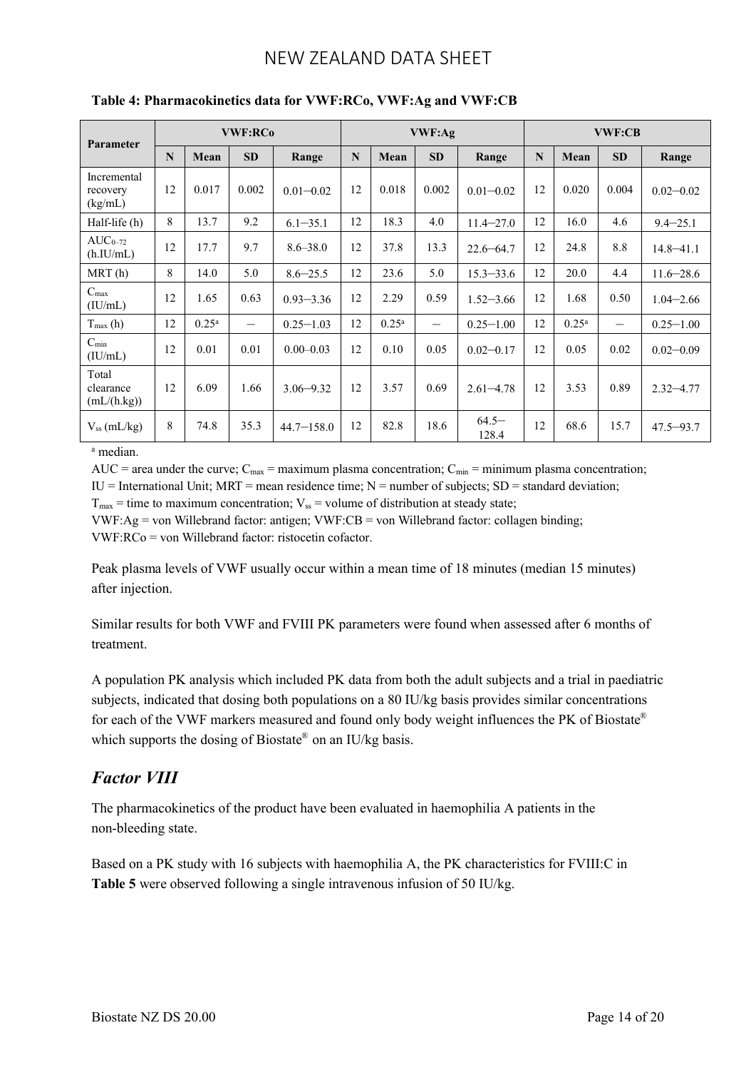**Table 4: Pharmacokinetics data for VWF:RCo, VWF:Ag and VWF:CB**

| Parameter | VWF:RCo | | | | VWF:Ag | | | | VWF:CB | | | |
|---|---|---|---|---|---|---|---|---|---|---|---|---|
| | N | Mean | SD | Range | N | Mean | SD | Range | N | Mean | SD | Range |
| Incremental recovery (kg/mL) | 12 | 0.017 | 0.002 | 0.01–0.02 | 12 | 0.018 | 0.002 | 0.01–0.02 | 12 | 0.020 | 0.004 | 0.02–0.02 |
| Half-life (h) | 8 | 13.7 | 9.2 | 6.1–35.1 | 12 | 18.3 | 4.0 | 11.4–27.0 | 12 | 16.0 | 4.6 | 9.4–25.1 |
| $AUC_{0–72}$ (h.IU/mL) | 12 | 17.7 | 9.7 | 8.6–38.0 | 12 | 37.8 | 13.3 | 22.6–64.7 | 12 | 24.8 | 8.8 | 14.8–41.1 |
| MRT (h) | 8 | 14.0 | 5.0 | 8.6–25.5 | 12 | 23.6 | 5.0 | 15.3–33.6 | 12 | 20.0 | 4.4 | 11.6–28.6 |
| $C_{max}$ (IU/mL) | 12 | 1.65 | 0.63 | 0.93–3.36 | 12 | 2.29 | 0.59 | 1.52–3.66 | 12 | 1.68 | 0.50 | 1.04–2.66 |
| $T_{max}$ (h) | 12 | 0.25[a] | – | 0.25–1.03 | 12 | 0.25[a] | – | 0.25–1.00 | 12 | 0.25[a] | – | 0.25–1.00 |
| $C_{min}$ (IU/mL) | 12 | 0.01 | 0.01 | 0.00–0.03 | 12 | 0.10 | 0.05 | 0.02–0.17 | 12 | 0.05 | 0.02 | 0.02–0.09 |
| Total clearance (mL/(h.kg)) | 12 | 6.09 | 1.66 | 3.06–9.32 | 12 | 3.57 | 0.69 | 2.61–4.78 | 12 | 3.53 | 0.89 | 2.32–4.77 |
| $V_{ss}$ (mL/kg) | 8 | 74.8 | 35.3 | 44.7–158.0 | 12 | 82.8 | 18.6 | 64.5–128.4 | 12 | 68.6 | 15.7 | 47.5–93.7 |

[a] median.

AUC = area under the curve; $C_{max}$ = maximum plasma concentration; $C_{min}$ = minimum plasma concentration; IU = International Unit; MRT = mean residence time; N = number of subjects; SD = standard deviation; $T_{max}$ = time to maximum concentration; $V_{ss}$ = volume of distribution at steady state; VWF:Ag = von Willebrand factor: antigen; VWF:CB = von Willebrand factor: collagen binding; VWF:RCo = von Willebrand factor: ristocetin cofactor.

Peak plasma levels of VWF usually occur within a mean time of 18 minutes (median 15 minutes) after injection.

Similar results for both VWF and FVIII PK parameters were found when assessed after 6 months of treatment.

A population PK analysis which included PK data from both the adult subjects and a trial in paediatric subjects, indicated that dosing both populations on a 80 IU/kg basis provides similar concentrations for each of the VWF markers measured and found only body weight influences the PK of Biostate® which supports the dosing of Biostate® on an IU/kg basis.

## *Factor VIII*

The pharmacokinetics of the product have been evaluated in haemophilia A patients in the non-bleeding state.

Based on a PK study with 16 subjects with haemophilia A, the PK characteristics for FVIII:C in **Table 5** were observed following a single intravenous infusion of 50 IU/kg.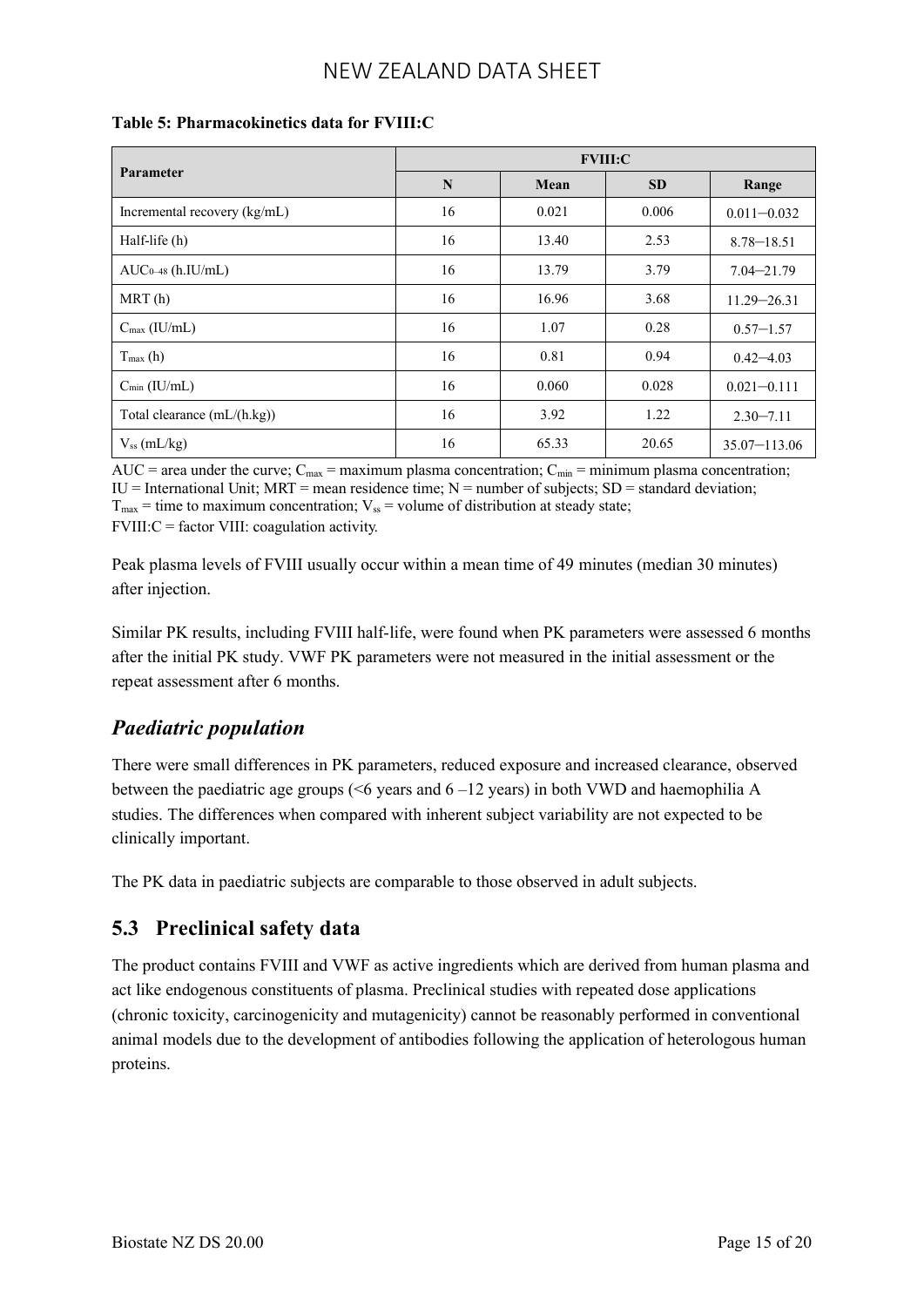**Table 5: Pharmacokinetics data for FVIII:C**

| Parameter | FVIII:C | | | |
|---|---|---|---|---|
| | N | Mean | SD | Range |
| Incremental recovery (kg/mL) | 16 | 0.021 | 0.006 | 0.011−0.032 |
| Half-life (h) | 16 | 13.40 | 2.53 | 8.78−18.51 |
| $AUC_{0-48}$ (h.IU/mL) | 16 | 13.79 | 3.79 | 7.04−21.79 |
| MRT (h) | 16 | 16.96 | 3.68 | 11.29−26.31 |
| $C_{max}$ (IU/mL) | 16 | 1.07 | 0.28 | 0.57−1.57 |
| $T_{max}$ (h) | 16 | 0.81 | 0.94 | 0.42−4.03 |
| $C_{min}$ (IU/mL) | 16 | 0.060 | 0.028 | 0.021−0.111 |
| Total clearance (mL/(h.kg)) | 16 | 3.92 | 1.22 | 2.30−7.11 |
| $V_{ss}$ (mL/kg) | 16 | 65.33 | 20.65 | 35.07−113.06 |

AUC = area under the curve; $C_{max}$ = maximum plasma concentration; $C_{min}$ = minimum plasma concentration; IU = International Unit; MRT = mean residence time; N = number of subjects; SD = standard deviation; $T_{max}$ = time to maximum concentration; $V_{ss}$ = volume of distribution at steady state; FVIII:C = factor VIII: coagulation activity.

Peak plasma levels of FVIII usually occur within a mean time of 49 minutes (median 30 minutes) after injection.

Similar PK results, including FVIII half-life, were found when PK parameters were assessed 6 months after the initial PK study. VWF PK parameters were not measured in the initial assessment or the repeat assessment after 6 months.

### *Paediatric population*

There were small differences in PK parameters, reduced exposure and increased clearance, observed between the paediatric age groups (<6 years and 6 –12 years) in both VWD and haemophilia A studies. The differences when compared with inherent subject variability are not expected to be clinically important.

The PK data in paediatric subjects are comparable to those observed in adult subjects.

## 5.3 Preclinical safety data

The product contains FVIII and VWF as active ingredients which are derived from human plasma and act like endogenous constituents of plasma. Preclinical studies with repeated dose applications (chronic toxicity, carcinogenicity and mutagenicity) cannot be reasonably performed in conventional animal models due to the development of antibodies following the application of heterologous human proteins.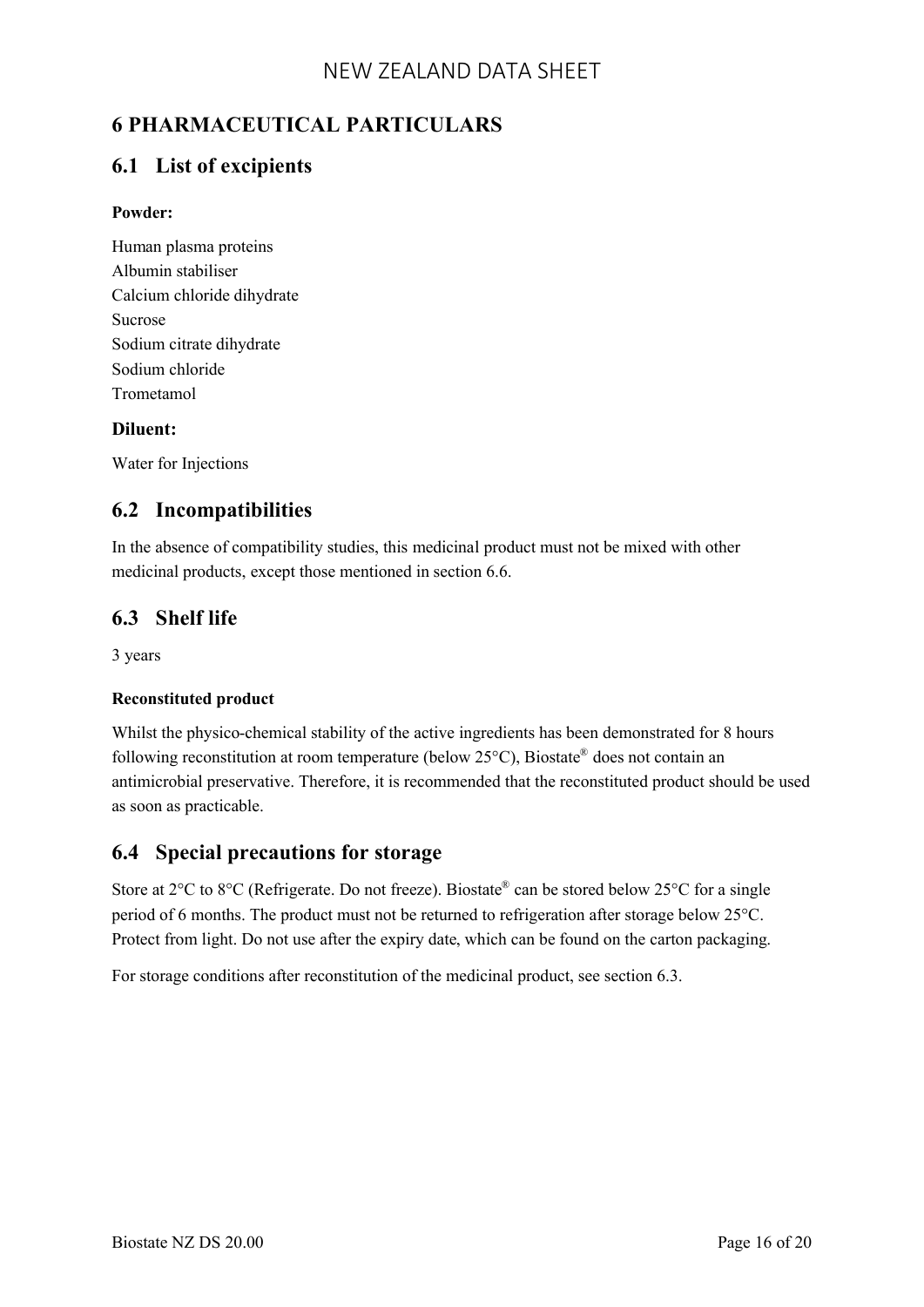# 6 PHARMACEUTICAL PARTICULARS

## 6.1 List of excipients

**Powder:**

Human plasma proteins
Albumin stabiliser
Calcium chloride dihydrate
Sucrose
Sodium citrate dihydrate
Sodium chloride
Trometamol

**Diluent:**

Water for Injections

## 6.2 Incompatibilities

In the absence of compatibility studies, this medicinal product must not be mixed with other medicinal products, except those mentioned in section 6.6.

## 6.3 Shelf life

3 years

**Reconstituted product**

Whilst the physico-chemical stability of the active ingredients has been demonstrated for 8 hours following reconstitution at room temperature (below 25°C), Biostate® does not contain an antimicrobial preservative. Therefore, it is recommended that the reconstituted product should be used as soon as practicable.

## 6.4 Special precautions for storage

Store at 2°C to 8°C (Refrigerate. Do not freeze). Biostate® can be stored below 25°C for a single period of 6 months. The product must not be returned to refrigeration after storage below 25°C. Protect from light. Do not use after the expiry date, which can be found on the carton packaging.

For storage conditions after reconstitution of the medicinal product, see section 6.3.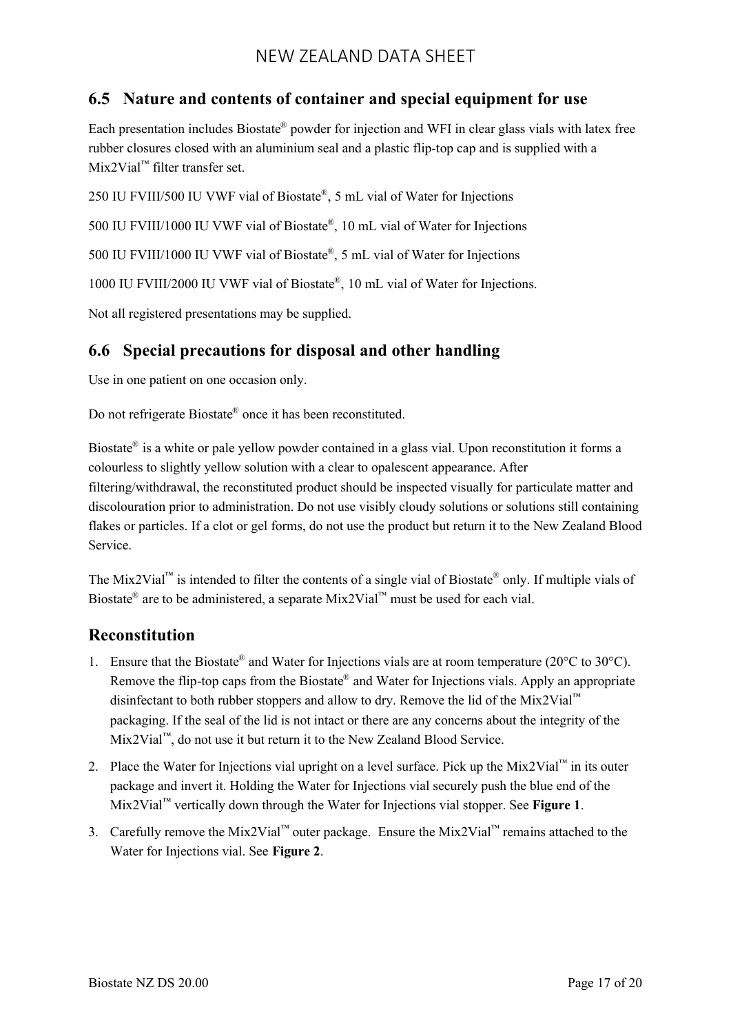## 6.5 Nature and contents of container and special equipment for use

Each presentation includes Biostate® powder for injection and WFI in clear glass vials with latex free rubber closures closed with an aluminium seal and a plastic flip-top cap and is supplied with a Mix2Vial™ filter transfer set.

250 IU FVIII/500 IU VWF vial of Biostate®, 5 mL vial of Water for Injections

500 IU FVIII/1000 IU VWF vial of Biostate®, 10 mL vial of Water for Injections

500 IU FVIII/1000 IU VWF vial of Biostate®, 5 mL vial of Water for Injections

1000 IU FVIII/2000 IU VWF vial of Biostate®, 10 mL vial of Water for Injections.

Not all registered presentations may be supplied.

## 6.6 Special precautions for disposal and other handling

Use in one patient on one occasion only.

Do not refrigerate Biostate® once it has been reconstituted.

Biostate® is a white or pale yellow powder contained in a glass vial. Upon reconstitution it forms a colourless to slightly yellow solution with a clear to opalescent appearance. After filtering/withdrawal, the reconstituted product should be inspected visually for particulate matter and discolouration prior to administration. Do not use visibly cloudy solutions or solutions still containing flakes or particles. If a clot or gel forms, do not use the product but return it to the New Zealand Blood Service.

The Mix2Vial™ is intended to filter the contents of a single vial of Biostate® only. If multiple vials of Biostate® are to be administered, a separate Mix2Vial™ must be used for each vial.

### Reconstitution

1. Ensure that the Biostate® and Water for Injections vials are at room temperature (20°C to 30°C). Remove the flip-top caps from the Biostate® and Water for Injections vials. Apply an appropriate disinfectant to both rubber stoppers and allow to dry. Remove the lid of the Mix2Vial™ packaging. If the seal of the lid is not intact or there are any concerns about the integrity of the Mix2Vial™, do not use it but return it to the New Zealand Blood Service.
2. Place the Water for Injections vial upright on a level surface. Pick up the Mix2Vial™ in its outer package and invert it. Holding the Water for Injections vial securely push the blue end of the Mix2Vial™ vertically down through the Water for Injections vial stopper. See **Figure 1**.
3. Carefully remove the Mix2Vial™ outer package. Ensure the Mix2Vial™ remains attached to the Water for Injections vial. See **Figure 2**.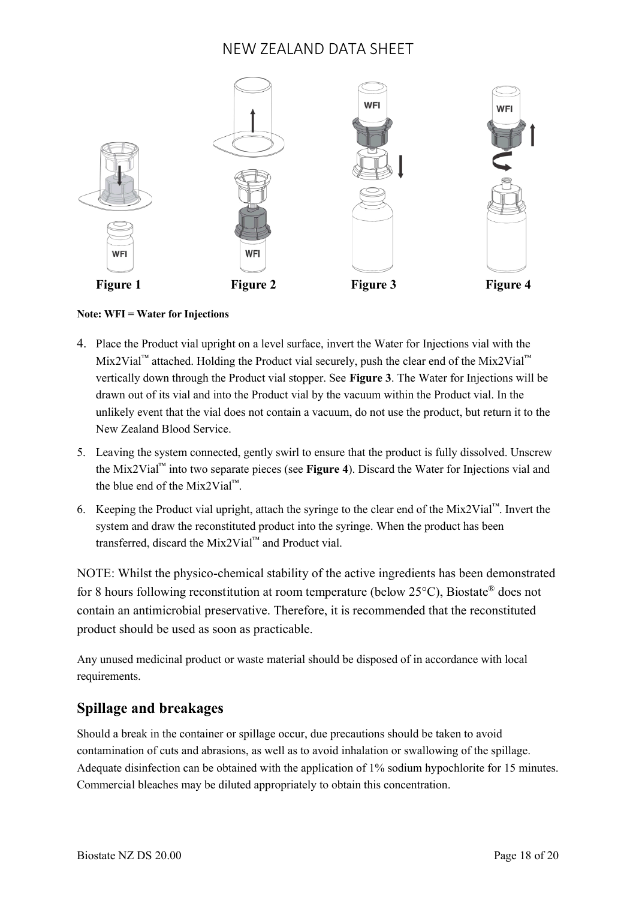Figure 1 Figure 2 Figure 3 Figure 4

**Note: WFI = Water for Injections**

4. Place the Product vial upright on a level surface, invert the Water for Injections vial with the Mix2Vial™ attached. Holding the Product vial securely, push the clear end of the Mix2Vial™ vertically down through the Product vial stopper. See **Figure 3**. The Water for Injections will be drawn out of its vial and into the Product vial by the vacuum within the Product vial. In the unlikely event that the vial does not contain a vacuum, do not use the product, but return it to the New Zealand Blood Service.
5. Leaving the system connected, gently swirl to ensure that the product is fully dissolved. Unscrew the Mix2Vial™ into two separate pieces (see **Figure 4**). Discard the Water for Injections vial and the blue end of the Mix2Vial™.
6. Keeping the Product vial upright, attach the syringe to the clear end of the Mix2Vial™. Invert the system and draw the reconstituted product into the syringe. When the product has been transferred, discard the Mix2Vial™ and Product vial.

NOTE: Whilst the physico-chemical stability of the active ingredients has been demonstrated for 8 hours following reconstitution at room temperature (below 25°C), Biostate® does not contain an antimicrobial preservative. Therefore, it is recommended that the reconstituted product should be used as soon as practicable.

Any unused medicinal product or waste material should be disposed of in accordance with local requirements.

## Spillage and breakages

Should a break in the container or spillage occur, due precautions should be taken to avoid contamination of cuts and abrasions, as well as to avoid inhalation or swallowing of the spillage. Adequate disinfection can be obtained with the application of 1% sodium hypochlorite for 15 minutes. Commercial bleaches may be diluted appropriately to obtain this concentration.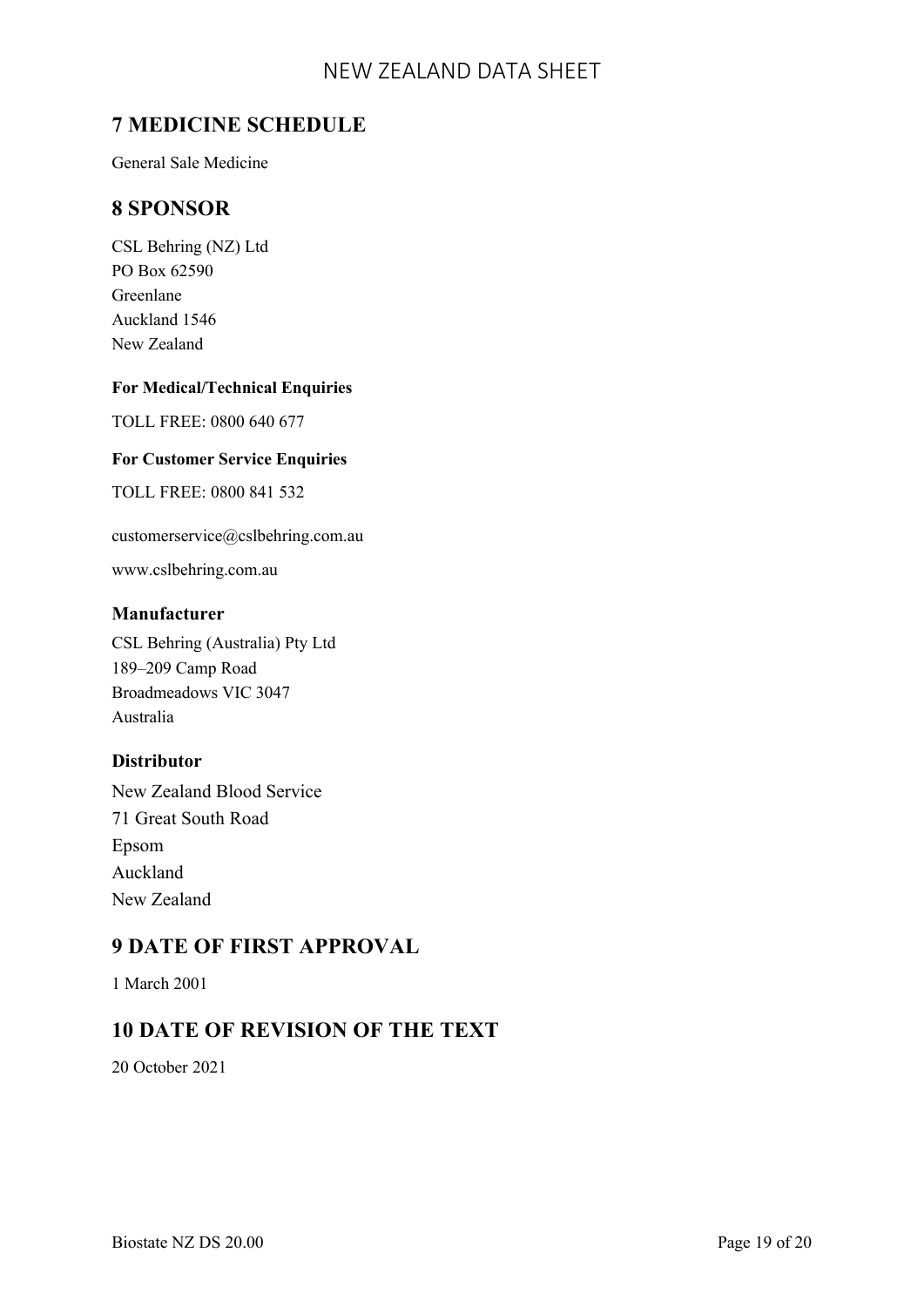## 7 MEDICINE SCHEDULE

General Sale Medicine

## 8 SPONSOR

CSL Behring (NZ) Ltd
PO Box 62590
Greenlane
Auckland 1546
New Zealand

#### For Medical/Technical Enquiries

TOLL FREE: 0800 640 677

#### For Customer Service Enquiries

TOLL FREE: 0800 841 532

customerservice@cslbehring.com.au

www.cslbehring.com.au

### Manufacturer

CSL Behring (Australia) Pty Ltd
189–209 Camp Road
Broadmeadows VIC 3047
Australia

### Distributor

New Zealand Blood Service
71 Great South Road
Epsom
Auckland
New Zealand

## 9 DATE OF FIRST APPROVAL

1 March 2001

## 10 DATE OF REVISION OF THE TEXT

20 October 2021

Biostate NZ DS 20.00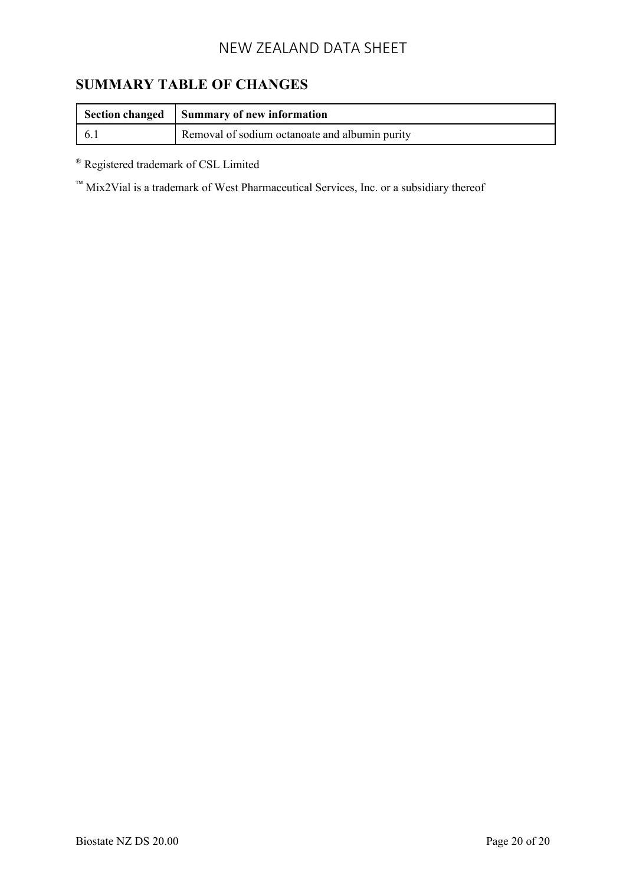## SUMMARY TABLE OF CHANGES

| Section changed | Summary of new information |
|---|---|
| 6.1 | Removal of sodium octanoate and albumin purity |

® Registered trademark of CSL Limited

™ Mix2Vial is a trademark of West Pharmaceutical Services, Inc. or a subsidiary thereof